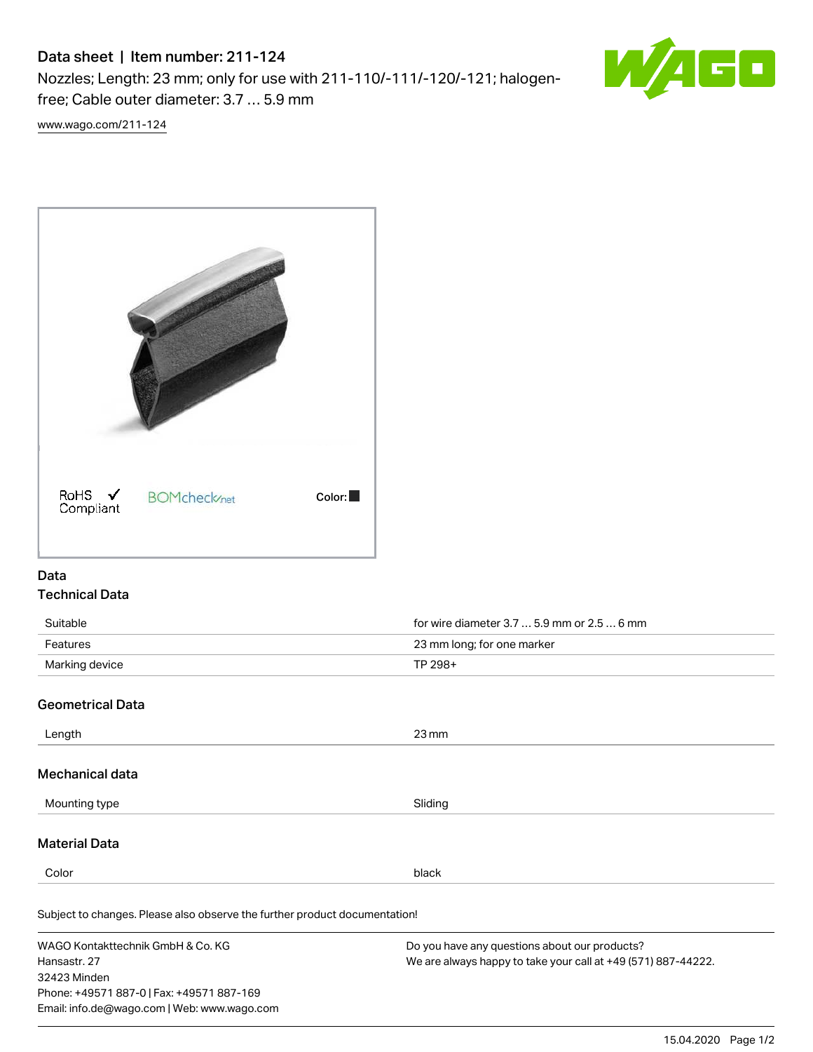# Data sheet | Item number: 211-124

Nozzles; Length: 23 mm; only for use with 211-110/-111/-120/-121; halogen-free; Cable outer diameter: 3.7 … 5.9 mm

www.wago.com/211-124

RoHS ✓ Compliant    BOMcheck.net    Color: ■

## Data

### Technical Data

| | |
|---|---|
| Suitable | for wire diameter 3.7 … 5.9 mm or 2.5 … 6 mm |
| Features | 23 mm long; for one marker |
| Marking device | TP 298+ |

### Geometrical Data

| | |
|---|---|
| Length | 23 mm |

### Mechanical data

| | |
|---|---|
| Mounting type | Sliding |

### Material Data

| | |
|---|---|
| Color | black |

Subject to changes. Please also observe the further product documentation!

WAGO Kontakttechnik GmbH & Co. KG
Hansastr. 27
32423 Minden
Phone: +49571 887-0 | Fax: +49571 887-169
Email: info.de@wago.com | Web: www.wago.com

Do you have any questions about our products?
We are always happy to take your call at +49 (571) 887-44222.

15.04.2020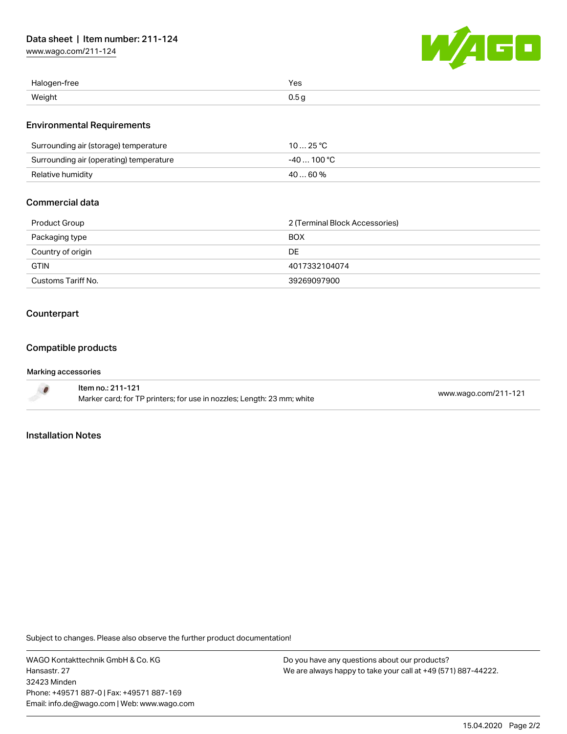| | |
|---|---|
| Halogen-free | Yes |
| Weight | 0.5 g |

## Environmental Requirements

| | |
|---|---|
| Surrounding air (storage) temperature | 10 … 25 °C |
| Surrounding air (operating) temperature | -40 … 100 °C |
| Relative humidity | 40 … 60 % |

## Commercial data

| | |
|---|---|
| Product Group | 2 (Terminal Block Accessories) |
| Packaging type | BOX |
| Country of origin | DE |
| GTIN | 4017332104074 |
| Customs Tariff No. | 39269097900 |

## Counterpart

## Compatible products

### Marking accessories

| | |
|---|---|
| **Item no.: 211-121**<br>Marker card; for TP printers; for use in nozzles; Length: 23 mm; white | www.wago.com/211-121 |

## Installation Notes

Subject to changes. Please also observe the further product documentation!

WAGO Kontakttechnik GmbH & Co. KG
Hansastr. 27
32423 Minden
Phone: +49571 887-0 | Fax: +49571 887-169
Email: info.de@wago.com | Web: www.wago.com

Do you have any questions about our products?
We are always happy to take your call at +49 (571) 887-44222.

15.04.2020